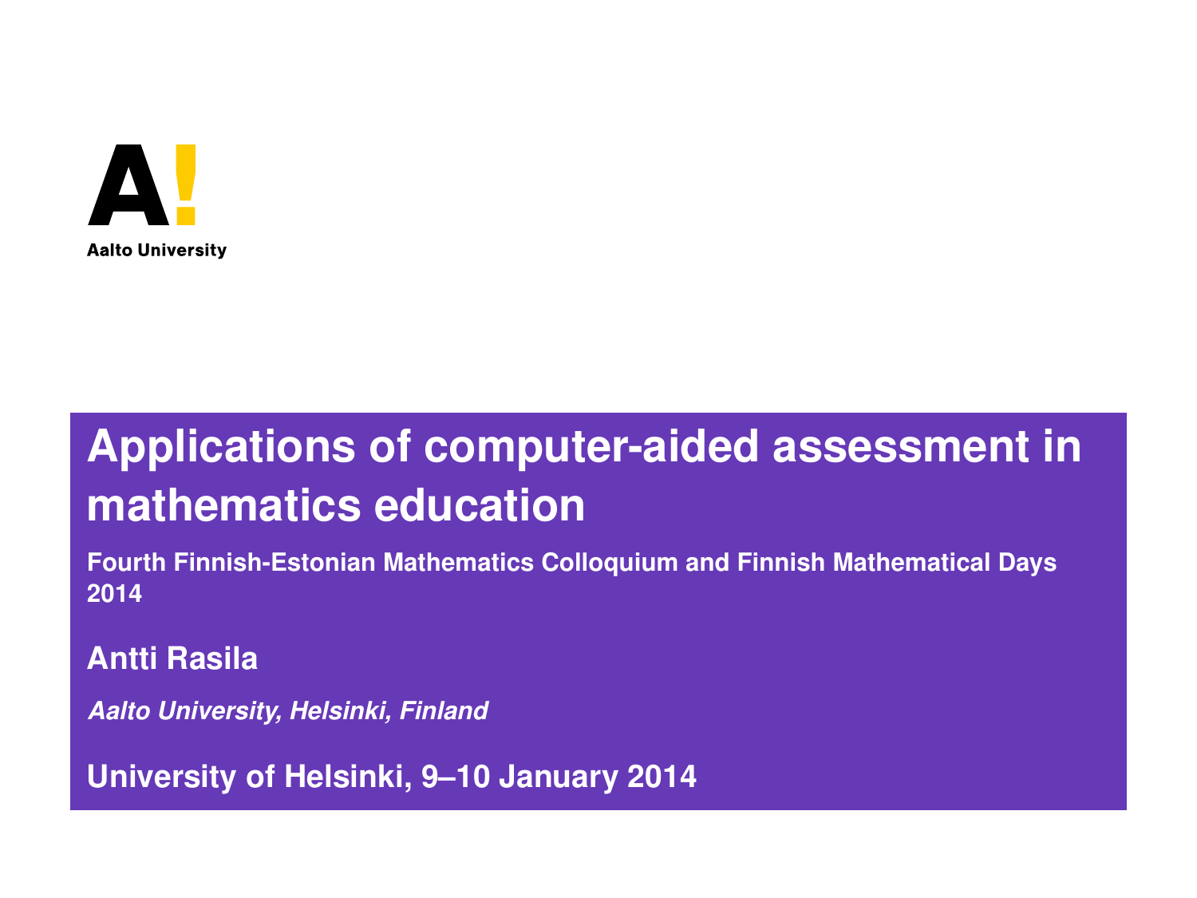Aalto University

# Applications of computer-aided assessment in mathematics education

**Fourth Finnish-Estonian Mathematics Colloquium and Finnish Mathematical Days 2014**

**Antti Rasila**

***Aalto University, Helsinki, Finland***

**University of Helsinki, 9–10 January 2014**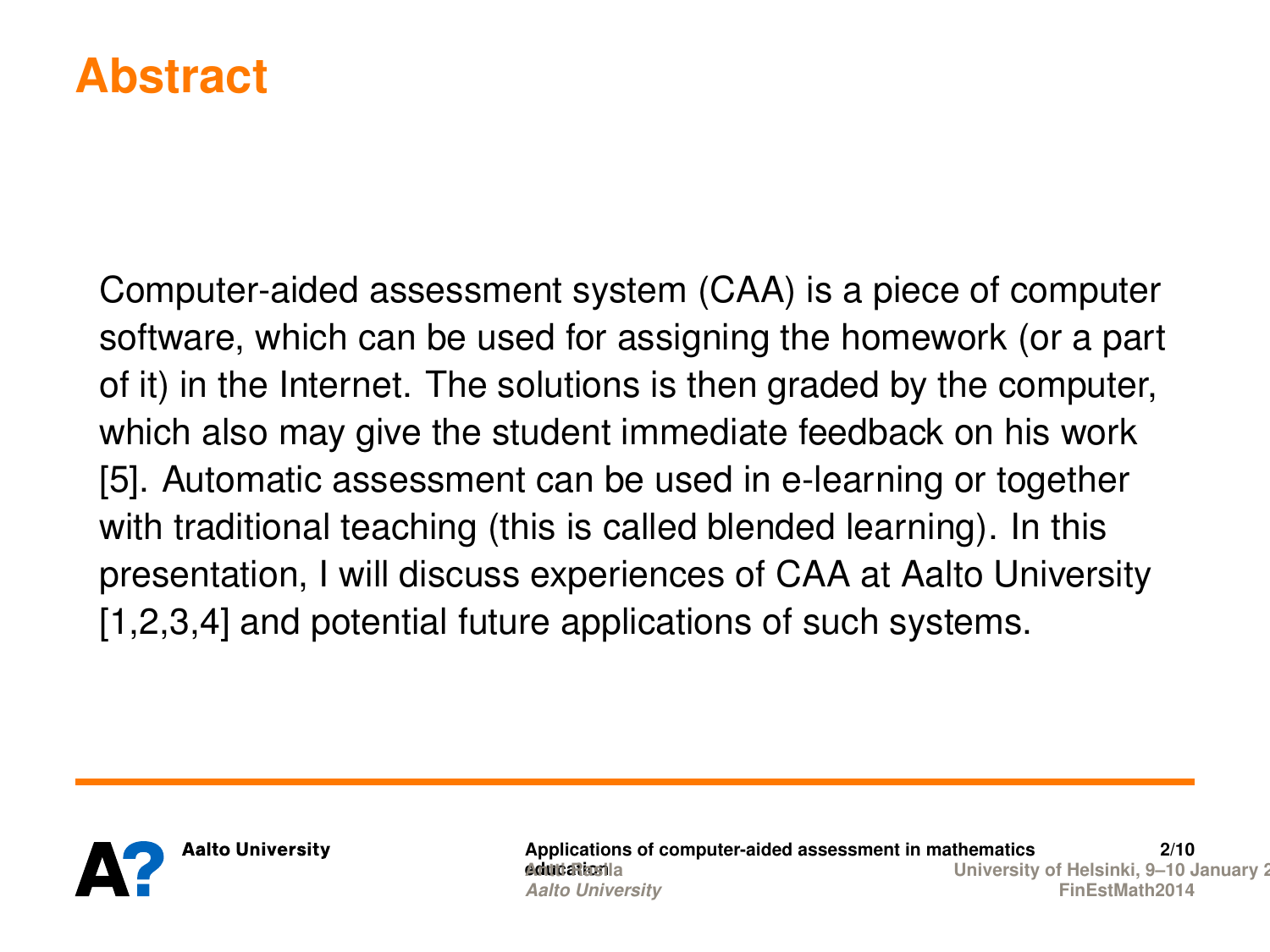# Abstract

Computer-aided assessment system (CAA) is a piece of computer software, which can be used for assigning the homework (or a part of it) in the Internet. The solutions is then graded by the computer, which also may give the student immediate feedback on his work [5]. Automatic assessment can be used in e-learning or together with traditional teaching (this is called blended learning). In this presentation, I will discuss experiences of CAA at Aalto University [1,2,3,4] and potential future applications of such systems.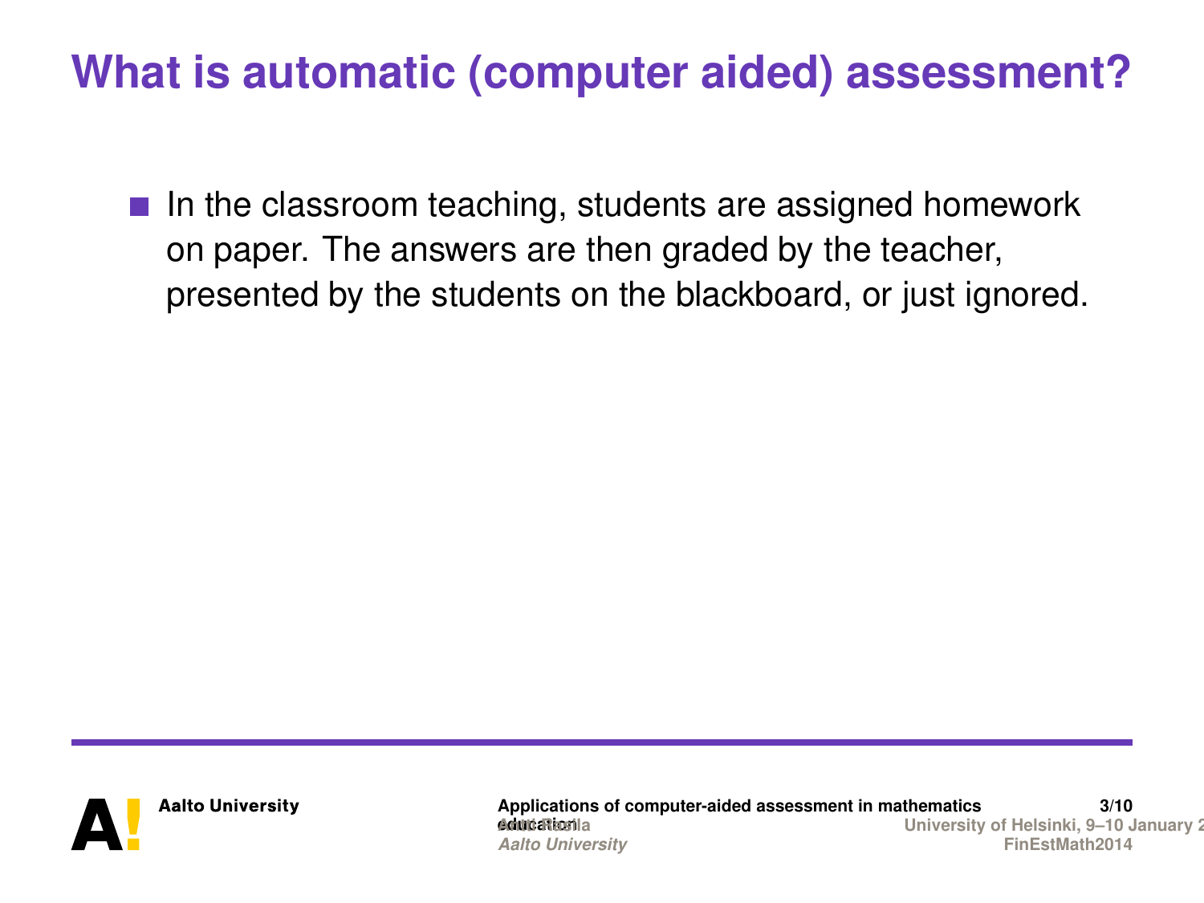# What is automatic (computer aided) assessment?

- In the classroom teaching, students are assigned homework on paper. The answers are then graded by the teacher, presented by the students on the blackboard, or just ignored.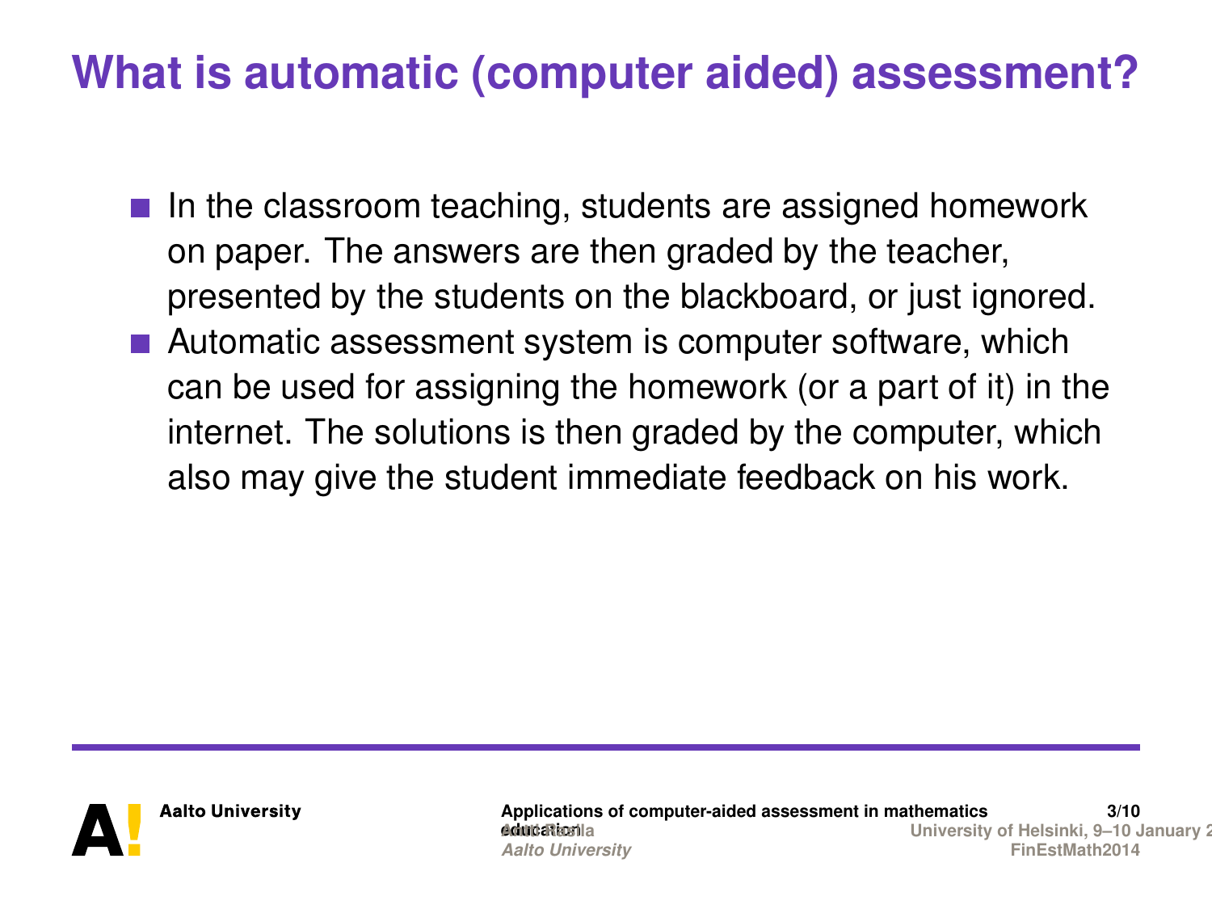# What is automatic (computer aided) assessment?

- In the classroom teaching, students are assigned homework on paper. The answers are then graded by the teacher, presented by the students on the blackboard, or just ignored.
- Automatic assessment system is computer software, which can be used for assigning the homework (or a part of it) in the internet. The solutions is then graded by the computer, which also may give the student immediate feedback on his work.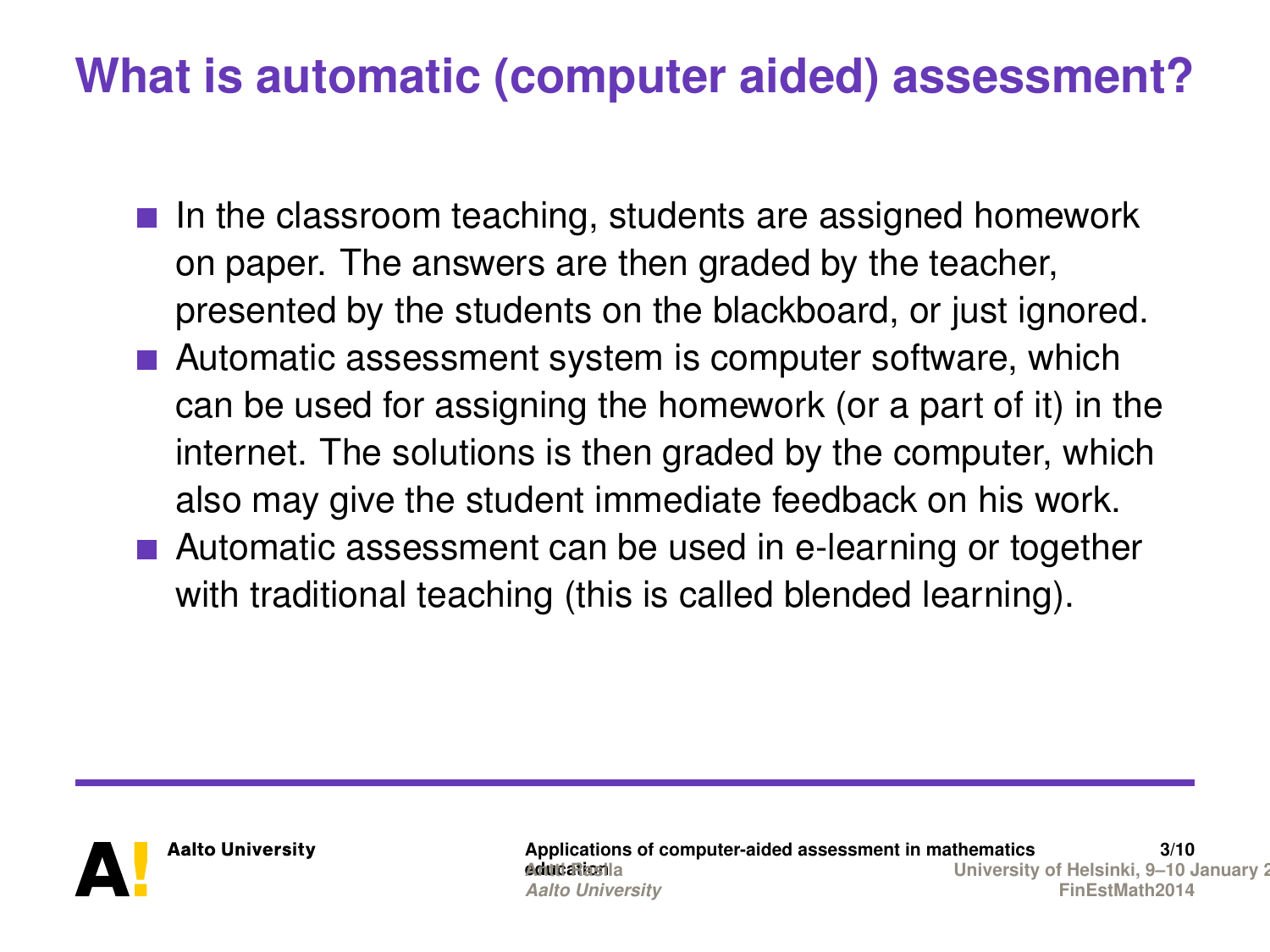# What is automatic (computer aided) assessment?

- In the classroom teaching, students are assigned homework on paper. The answers are then graded by the teacher, presented by the students on the blackboard, or just ignored.
- Automatic assessment system is computer software, which can be used for assigning the homework (or a part of it) in the internet. The solutions is then graded by the computer, which also may give the student immediate feedback on his work.
- Automatic assessment can be used in e-learning or together with traditional teaching (this is called blended learning).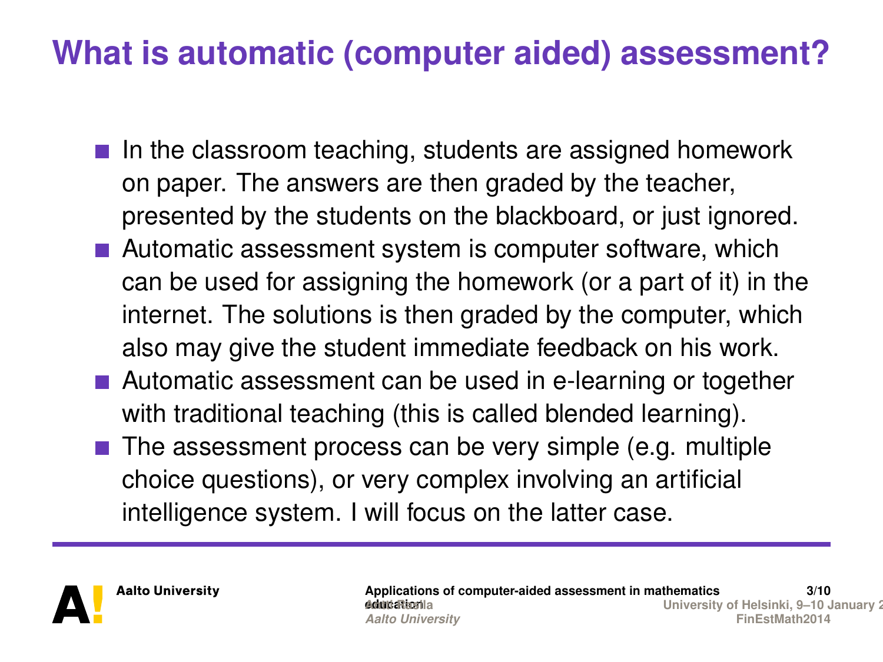# What is automatic (computer aided) assessment?

- In the classroom teaching, students are assigned homework on paper. The answers are then graded by the teacher, presented by the students on the blackboard, or just ignored.
- Automatic assessment system is computer software, which can be used for assigning the homework (or a part of it) in the internet. The solutions is then graded by the computer, which also may give the student immediate feedback on his work.
- Automatic assessment can be used in e-learning or together with traditional teaching (this is called blended learning).
- The assessment process can be very simple (e.g. multiple choice questions), or very complex involving an artificial intelligence system. I will focus on the latter case.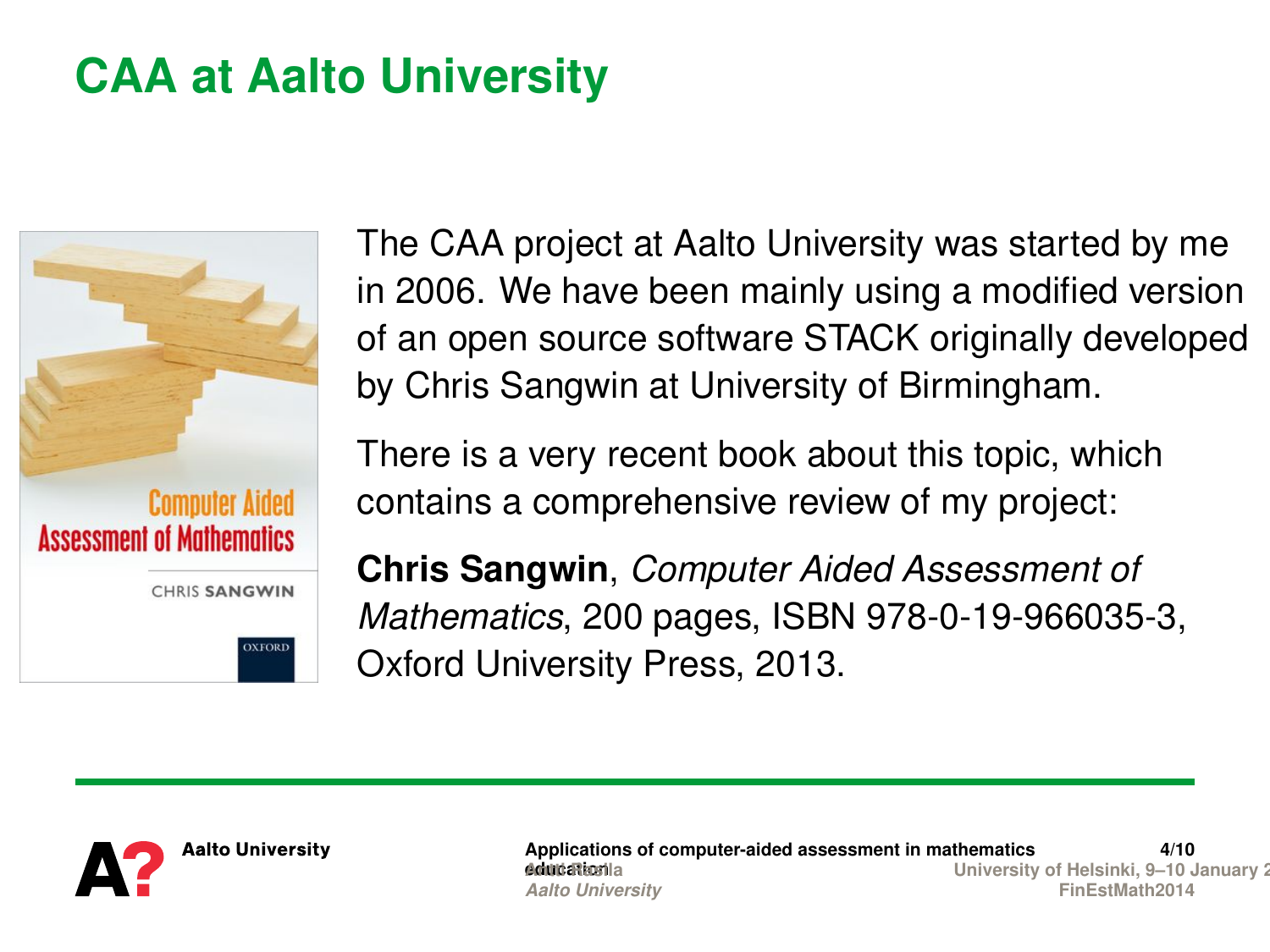# CAA at Aalto University

The CAA project at Aalto University was started by me in 2006. We have been mainly using a modified version of an open source software STACK originally developed by Chris Sangwin at University of Birmingham.

There is a very recent book about this topic, which contains a comprehensive review of my project:

**Chris Sangwin**, *Computer Aided Assessment of Mathematics*, 200 pages, ISBN 978-0-19-966035-3, Oxford University Press, 2013.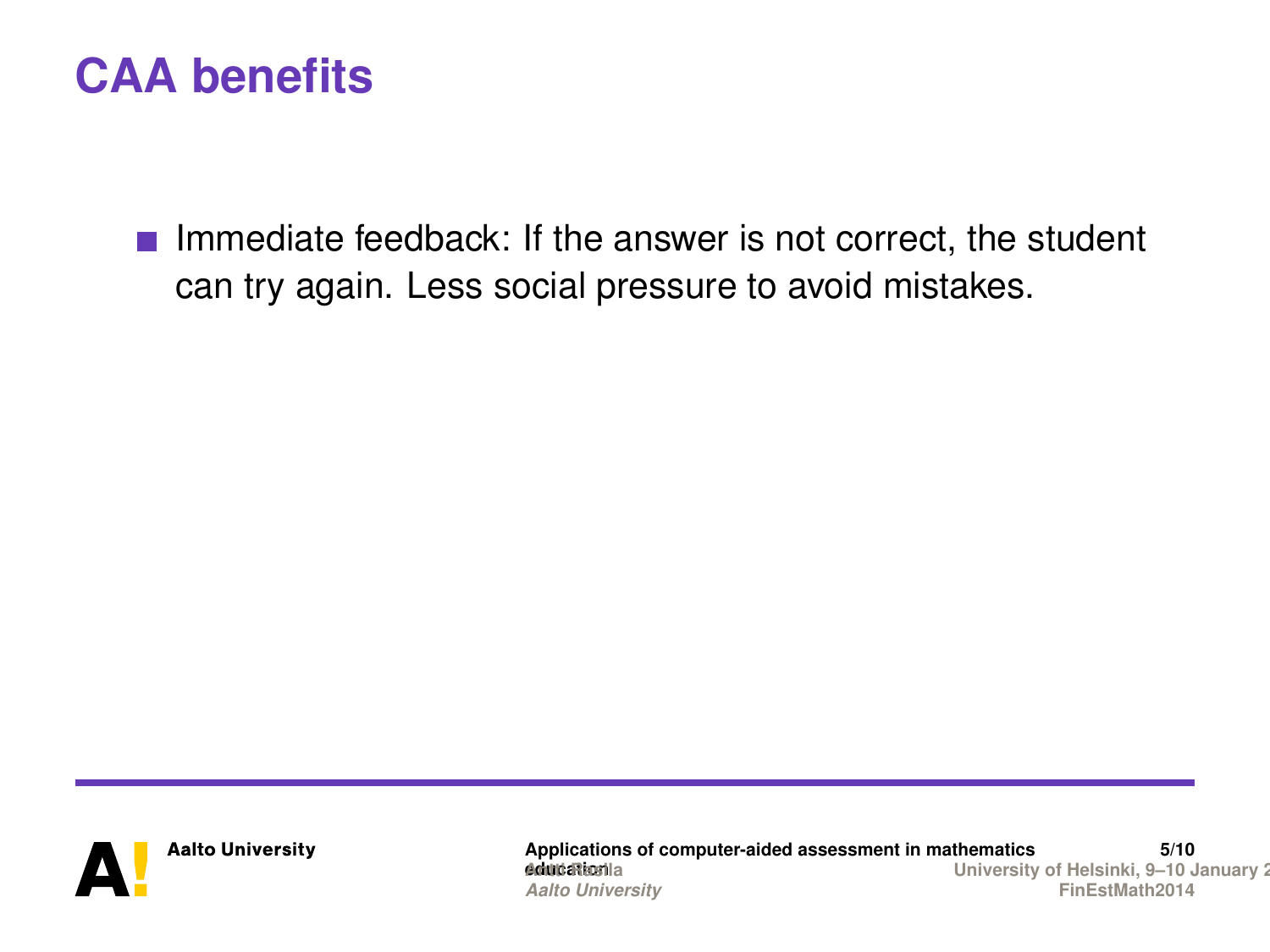# CAA benefits

- Immediate feedback: If the answer is not correct, the student can try again. Less social pressure to avoid mistakes.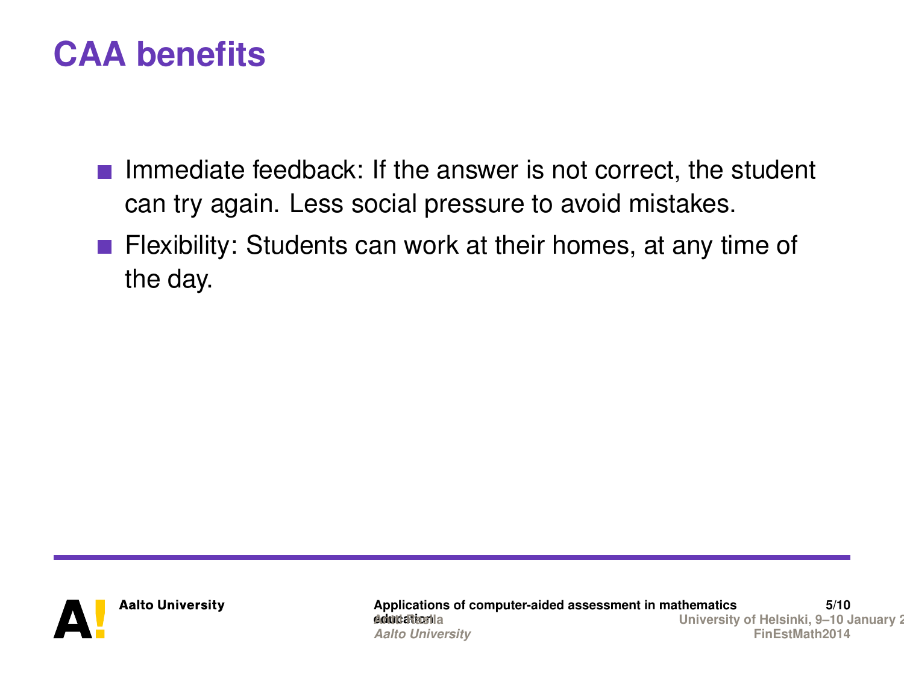# CAA benefits

- Immediate feedback: If the answer is not correct, the student can try again. Less social pressure to avoid mistakes.
- Flexibility: Students can work at their homes, at any time of the day.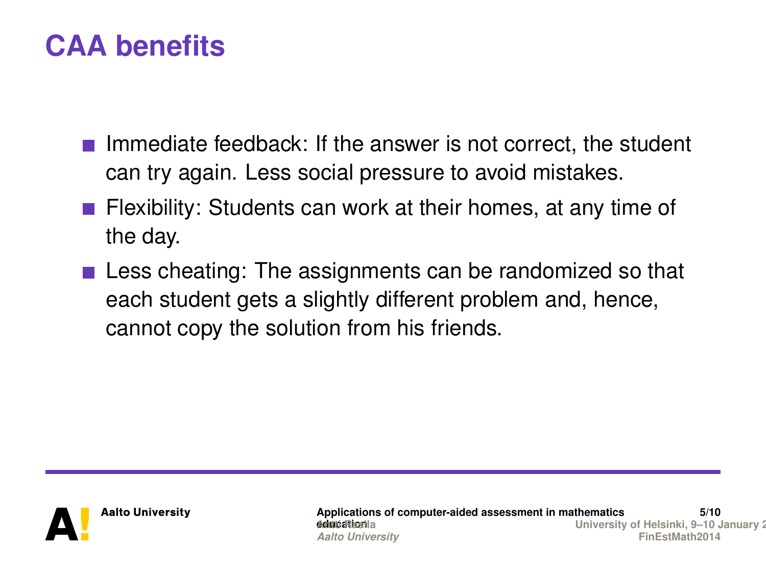# CAA benefits

- Immediate feedback: If the answer is not correct, the student can try again. Less social pressure to avoid mistakes.
- Flexibility: Students can work at their homes, at any time of the day.
- Less cheating: The assignments can be randomized so that each student gets a slightly different problem and, hence, cannot copy the solution from his friends.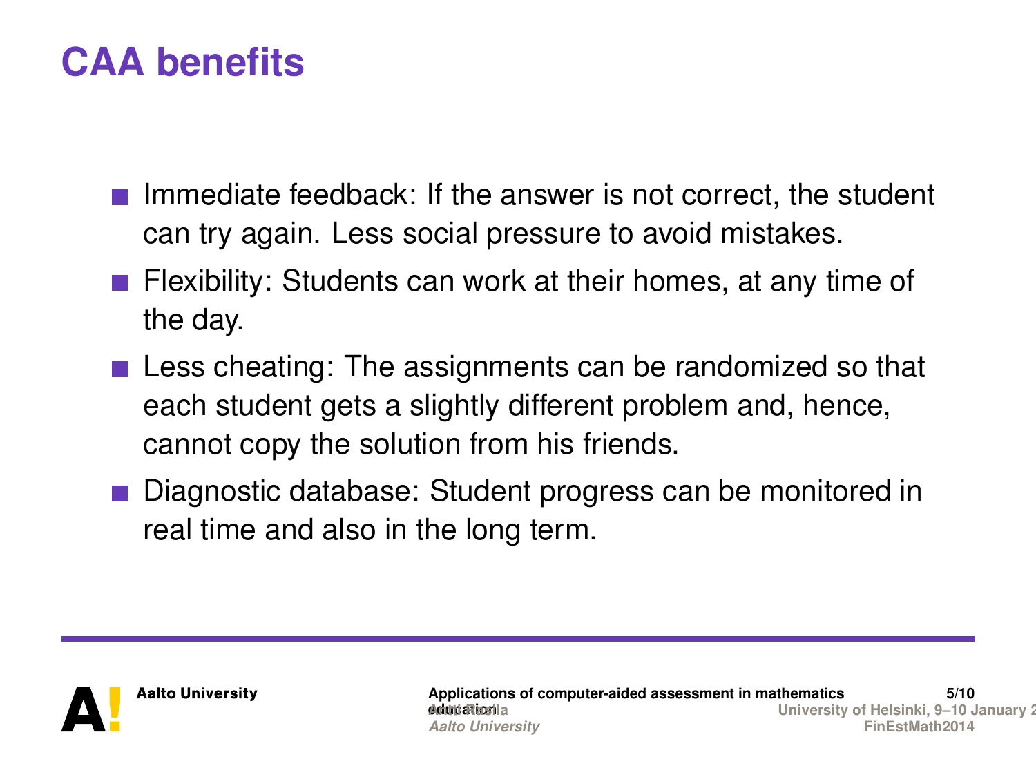# CAA benefits

- Immediate feedback: If the answer is not correct, the student can try again. Less social pressure to avoid mistakes.
- Flexibility: Students can work at their homes, at any time of the day.
- Less cheating: The assignments can be randomized so that each student gets a slightly different problem and, hence, cannot copy the solution from his friends.
- Diagnostic database: Student progress can be monitored in real time and also in the long term.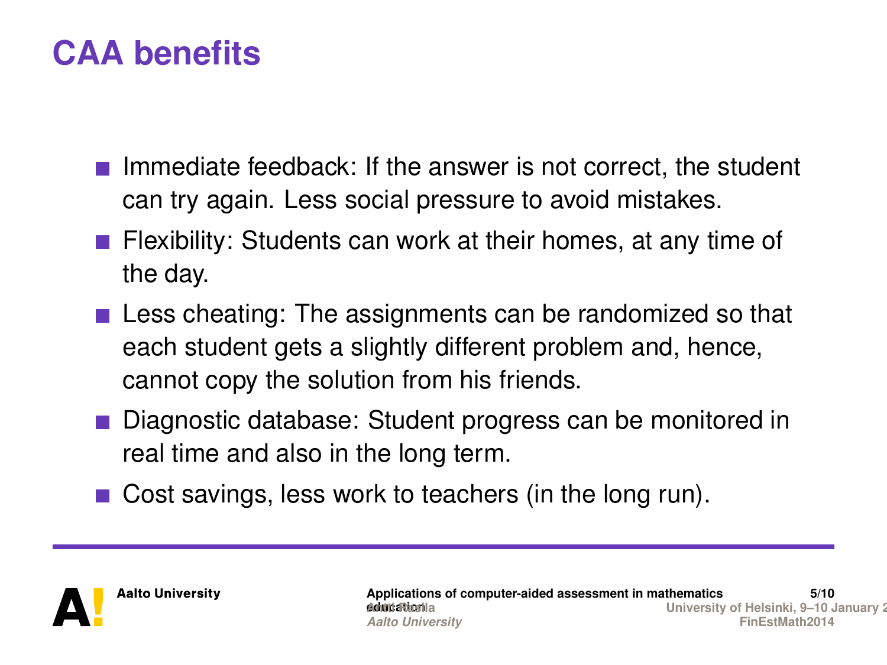# CAA benefits

- Immediate feedback: If the answer is not correct, the student can try again. Less social pressure to avoid mistakes.
- Flexibility: Students can work at their homes, at any time of the day.
- Less cheating: The assignments can be randomized so that each student gets a slightly different problem and, hence, cannot copy the solution from his friends.
- Diagnostic database: Student progress can be monitored in real time and also in the long term.
- Cost savings, less work to teachers (in the long run).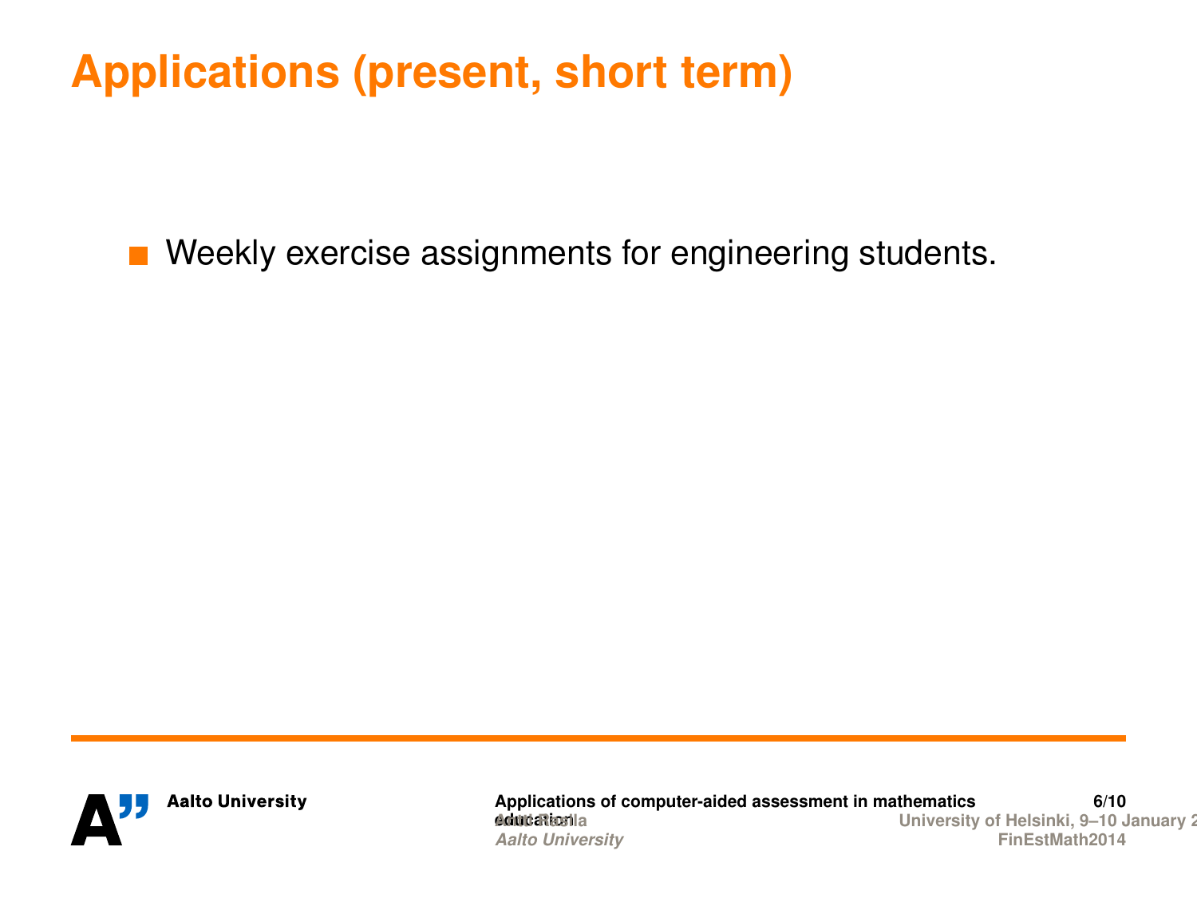# Applications (present, short term)

- Weekly exercise assignments for engineering students.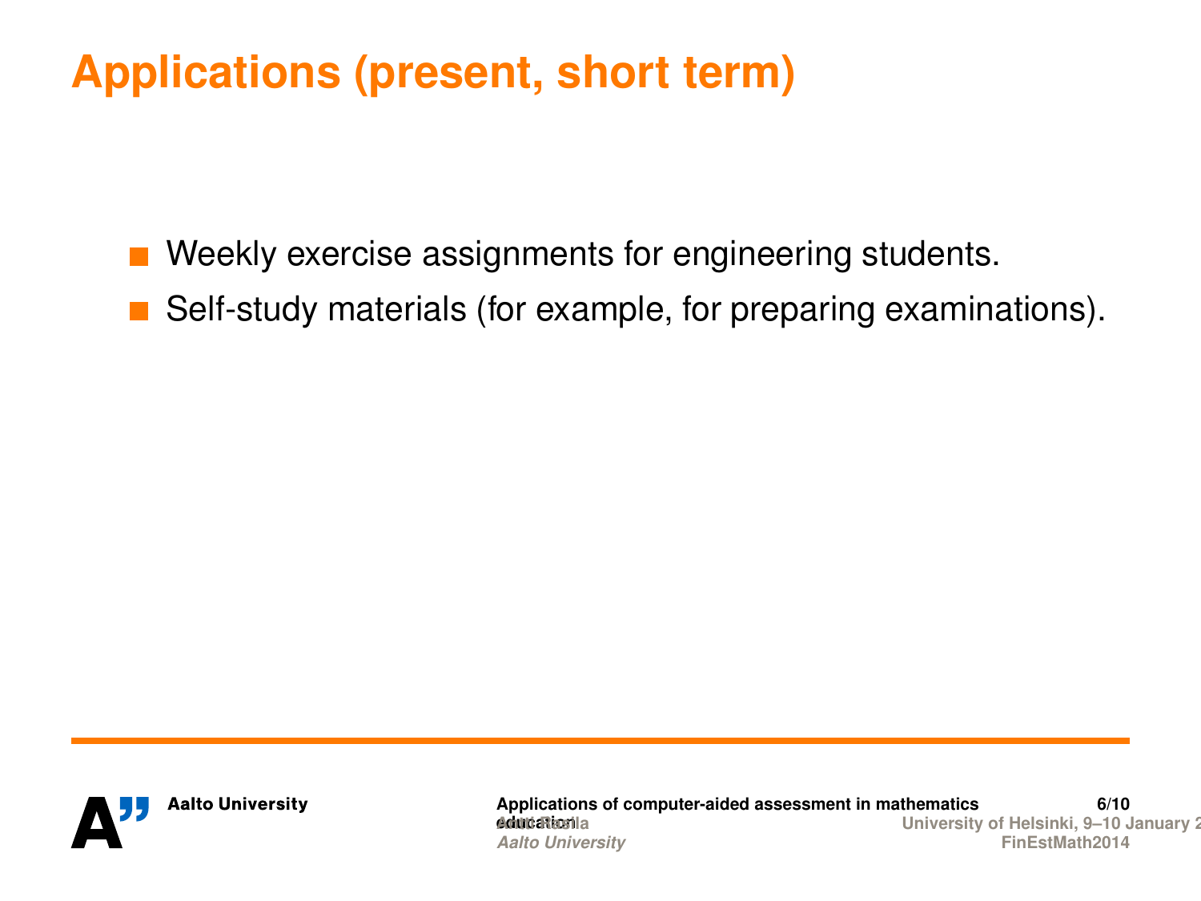# Applications (present, short term)

- Weekly exercise assignments for engineering students.
- Self-study materials (for example, for preparing examinations).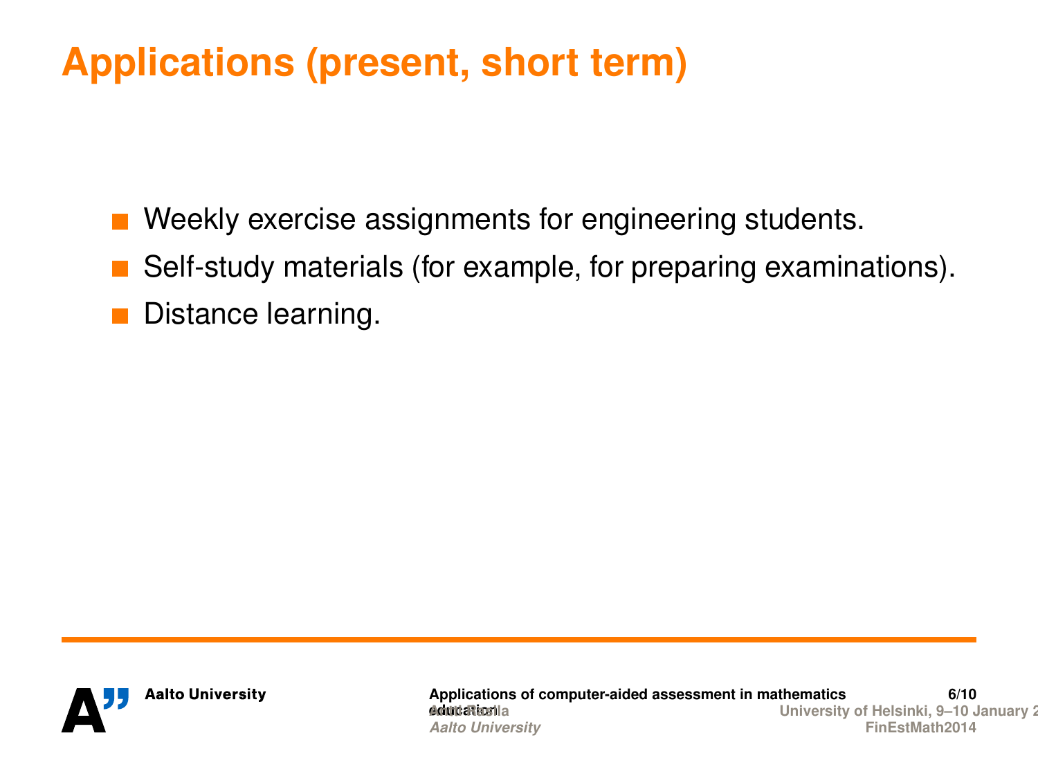# Applications (present, short term)

- Weekly exercise assignments for engineering students.
- Self-study materials (for example, for preparing examinations).
- Distance learning.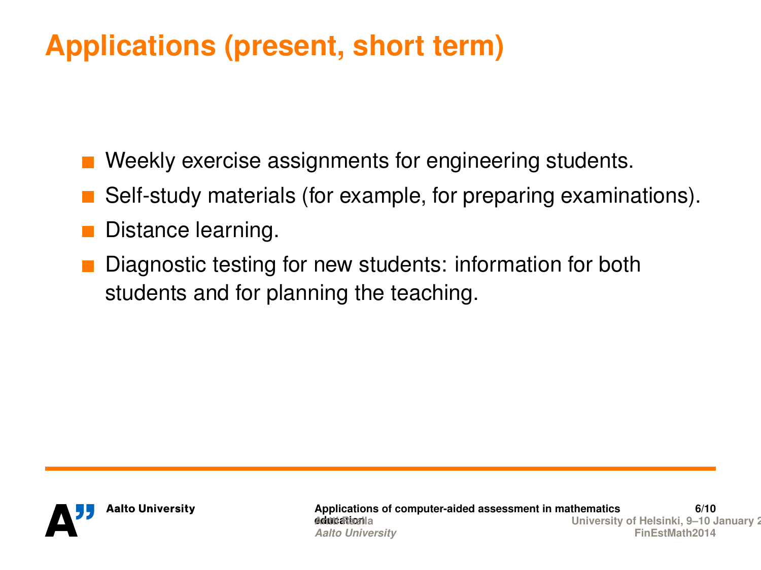# Applications (present, short term)

- Weekly exercise assignments for engineering students.
- Self-study materials (for example, for preparing examinations).
- Distance learning.
- Diagnostic testing for new students: information for both students and for planning the teaching.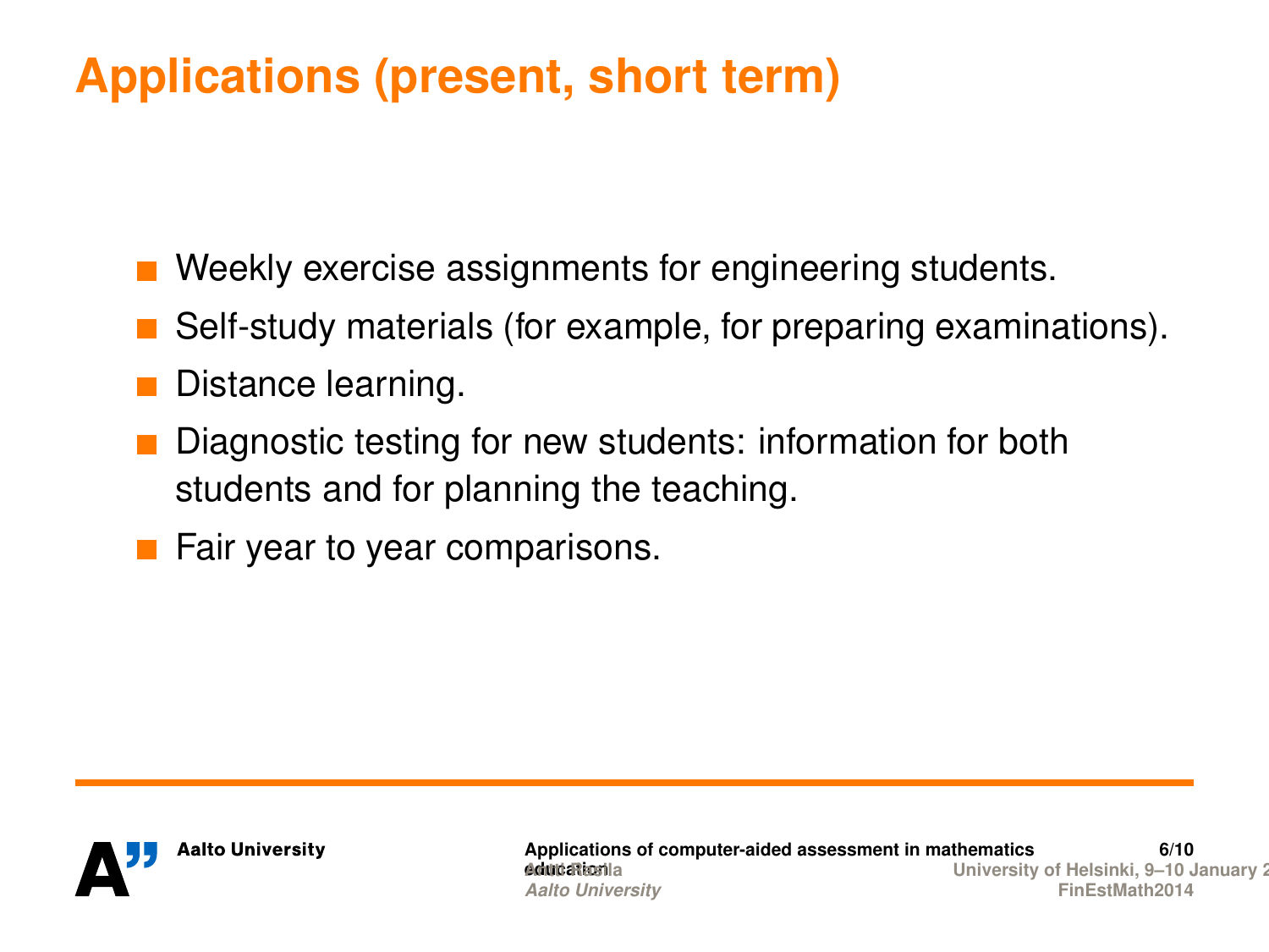# Applications (present, short term)

- Weekly exercise assignments for engineering students.
- Self-study materials (for example, for preparing examinations).
- Distance learning.
- Diagnostic testing for new students: information for both students and for planning the teaching.
- Fair year to year comparisons.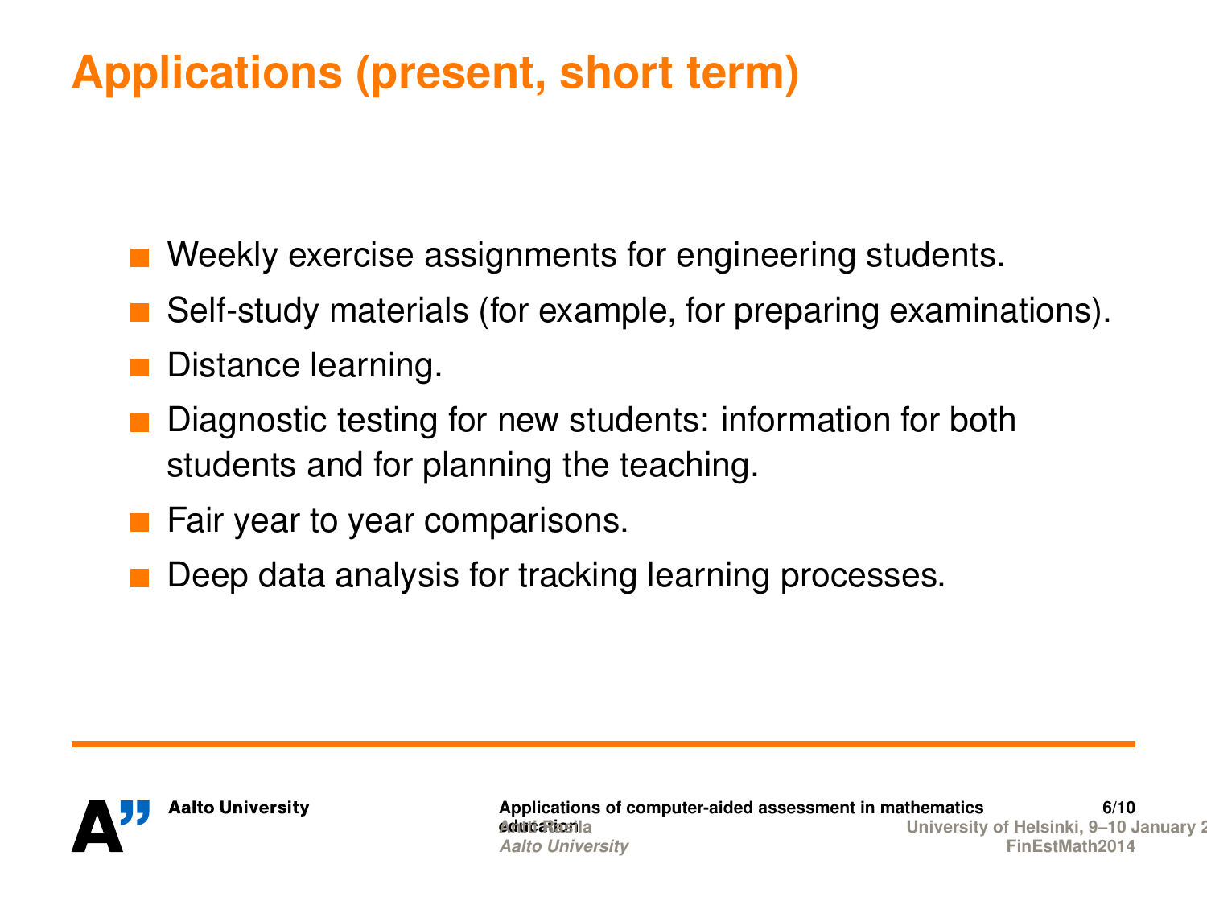# Applications (present, short term)

- Weekly exercise assignments for engineering students.
- Self-study materials (for example, for preparing examinations).
- Distance learning.
- Diagnostic testing for new students: information for both students and for planning the teaching.
- Fair year to year comparisons.
- Deep data analysis for tracking learning processes.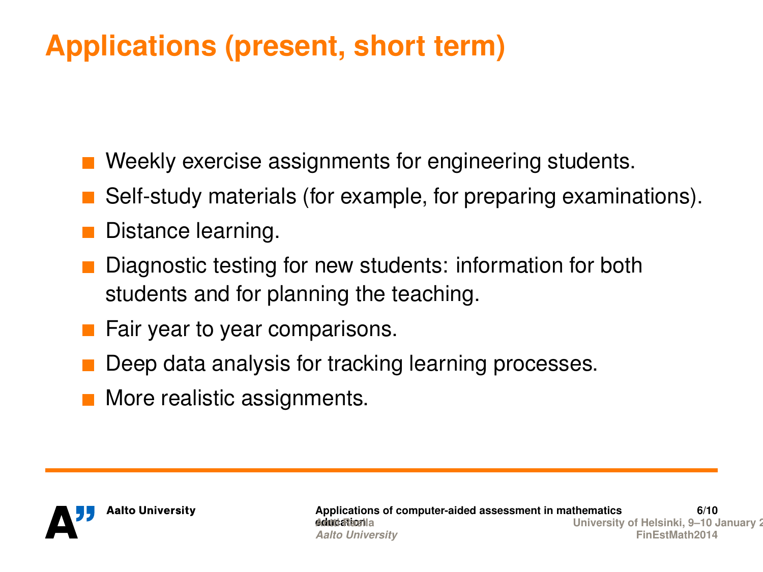# Applications (present, short term)

- Weekly exercise assignments for engineering students.
- Self-study materials (for example, for preparing examinations).
- Distance learning.
- Diagnostic testing for new students: information for both students and for planning the teaching.
- Fair year to year comparisons.
- Deep data analysis for tracking learning processes.
- More realistic assignments.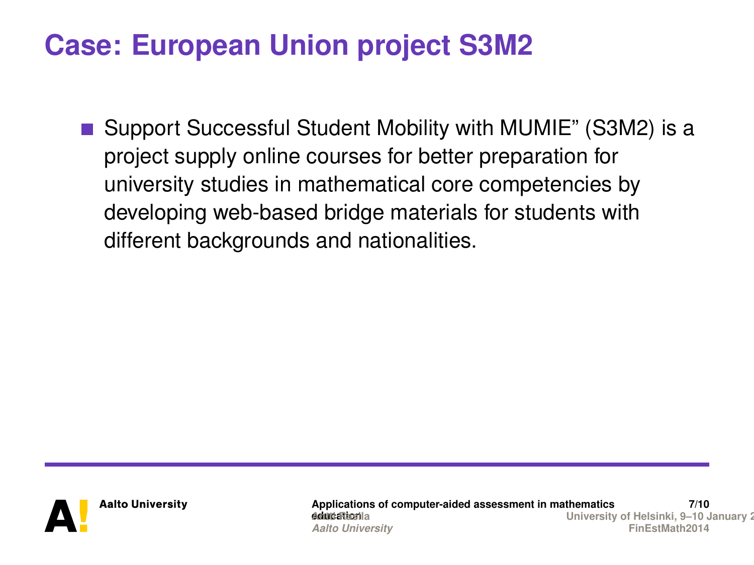# Case: European Union project S3M2

- Support Successful Student Mobility with MUMIE" (S3M2) is a project supply online courses for better preparation for university studies in mathematical core competencies by developing web-based bridge materials for students with different backgrounds and nationalities.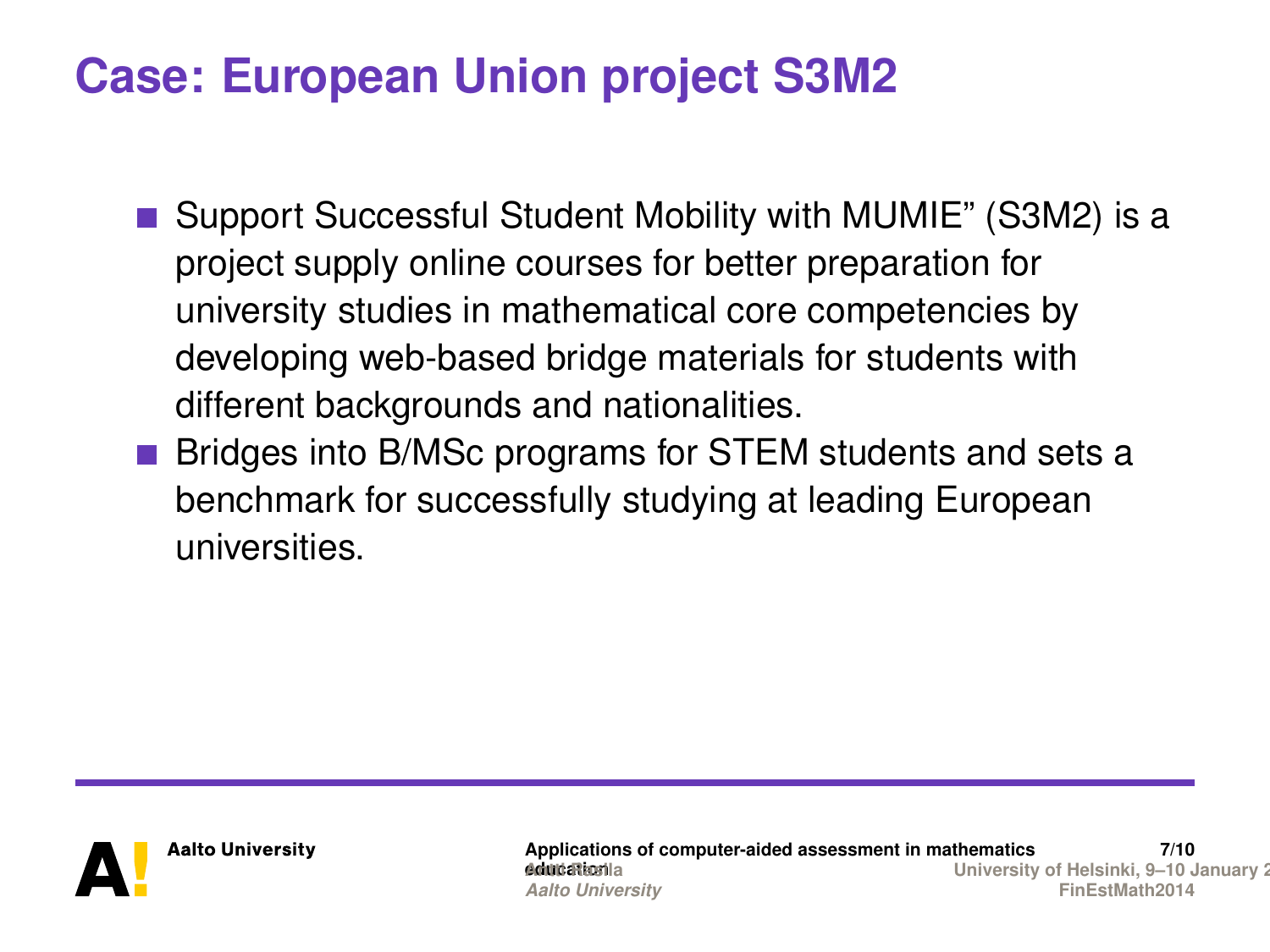# Case: European Union project S3M2

- Support Successful Student Mobility with MUMIE" (S3M2) is a project supply online courses for better preparation for university studies in mathematical core competencies by developing web-based bridge materials for students with different backgrounds and nationalities.
- Bridges into B/MSc programs for STEM students and sets a benchmark for successfully studying at leading European universities.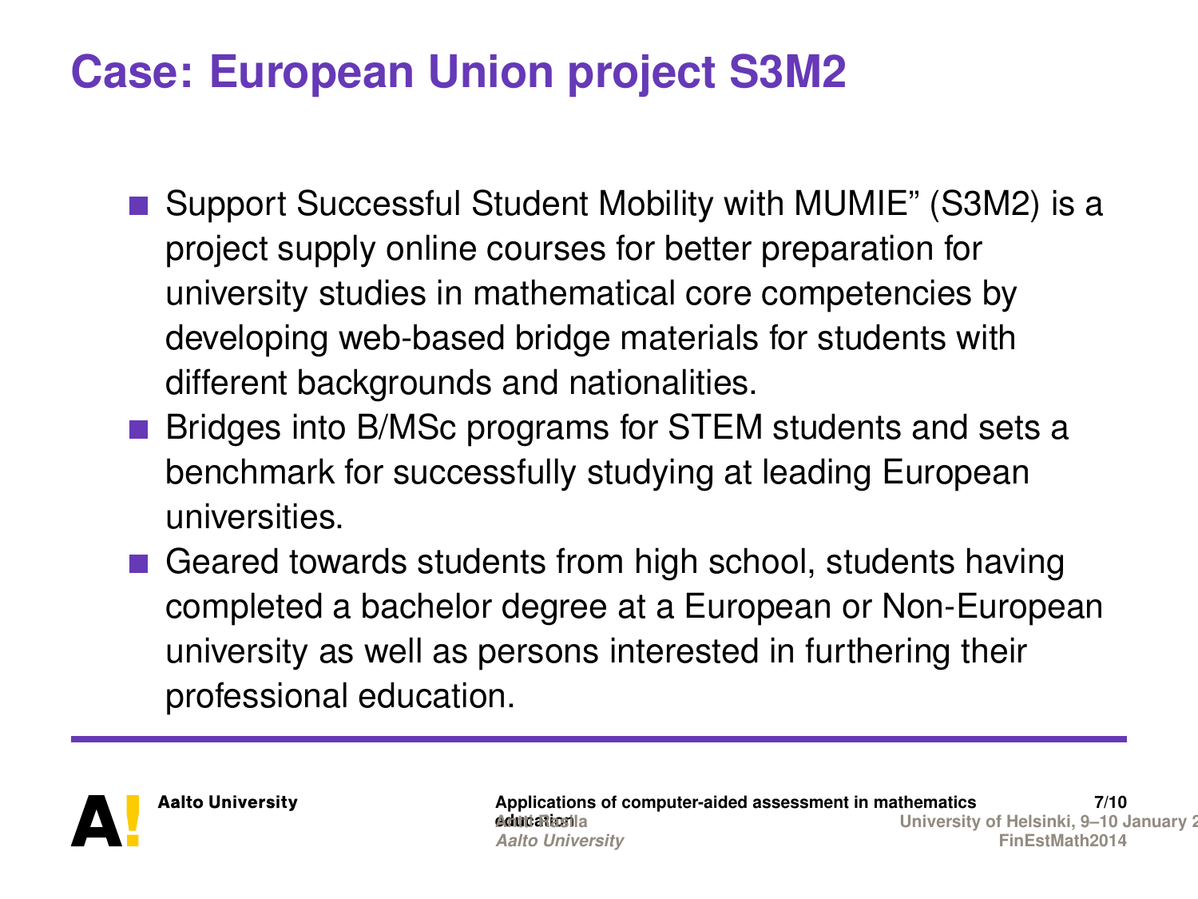# Case: European Union project S3M2

- Support Successful Student Mobility with MUMIE" (S3M2) is a project supply online courses for better preparation for university studies in mathematical core competencies by developing web-based bridge materials for students with different backgrounds and nationalities.
- Bridges into B/MSc programs for STEM students and sets a benchmark for successfully studying at leading European universities.
- Geared towards students from high school, students having completed a bachelor degree at a European or Non-European university as well as persons interested in furthering their professional education.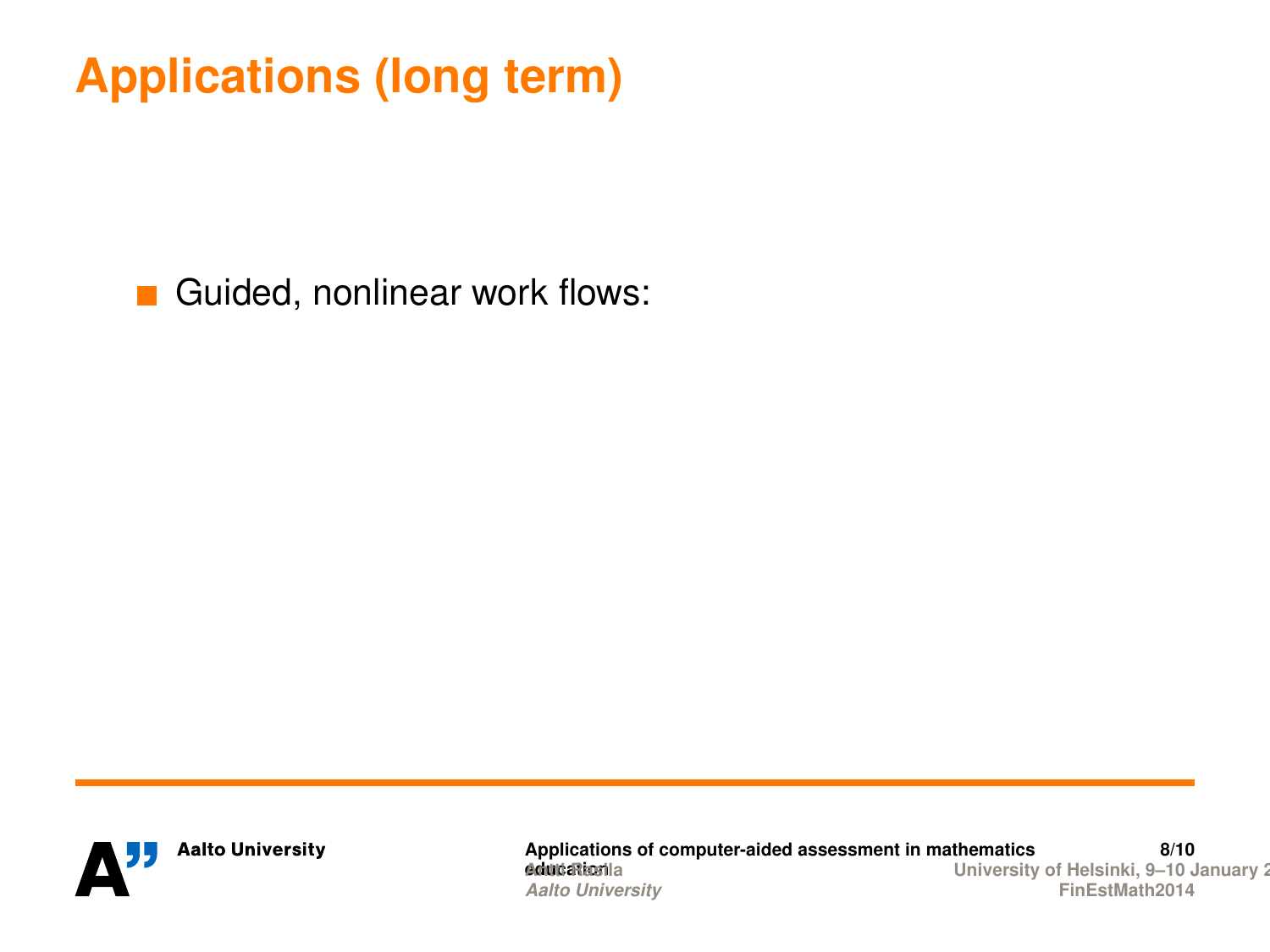# Applications (long term)

- Guided, nonlinear work flows: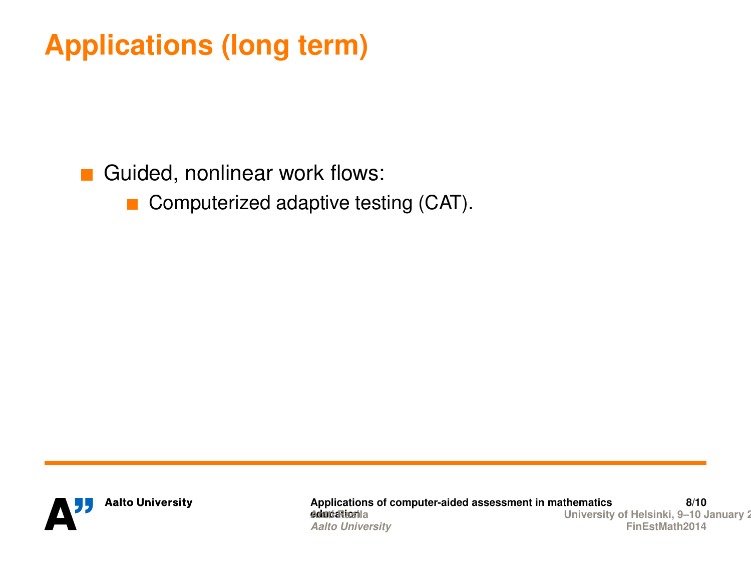# Applications (long term)

- Guided, nonlinear work flows:
  - Computerized adaptive testing (CAT).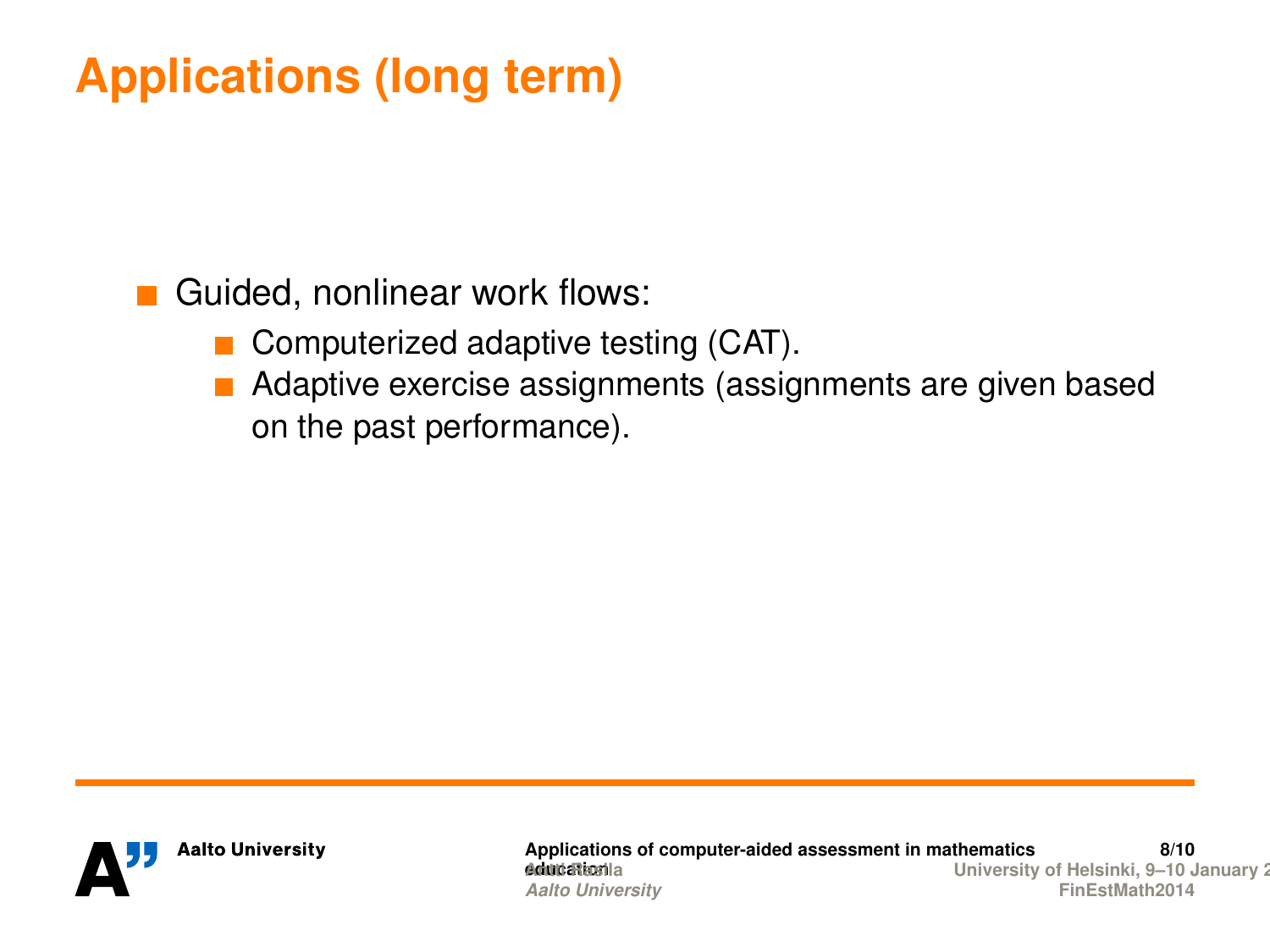# Applications (long term)

- Guided, nonlinear work flows:
  - Computerized adaptive testing (CAT).
  - Adaptive exercise assignments (assignments are given based on the past performance).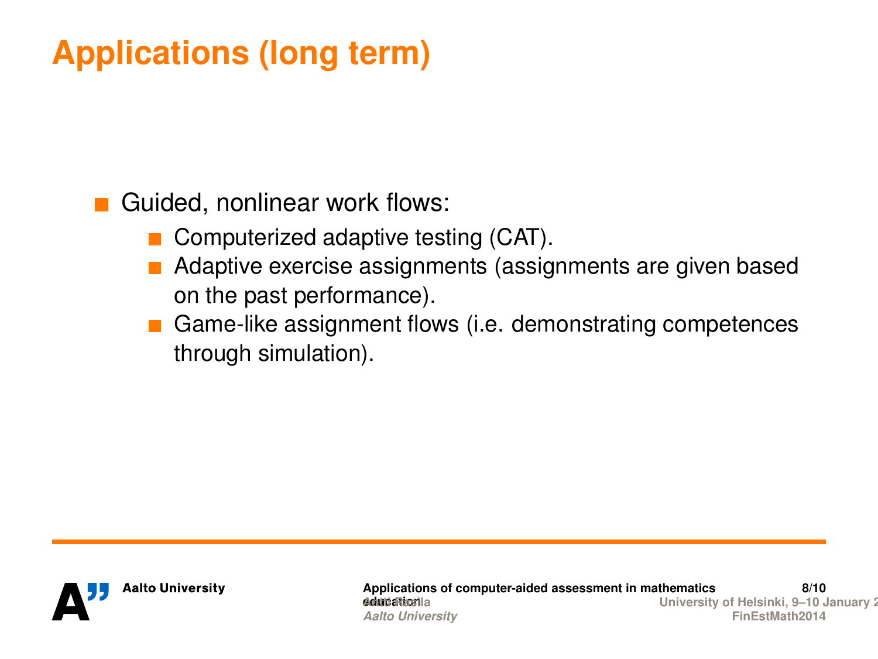# Applications (long term)

- Guided, nonlinear work flows:
  - Computerized adaptive testing (CAT).
  - Adaptive exercise assignments (assignments are given based on the past performance).
  - Game-like assignment flows (i.e. demonstrating competences through simulation).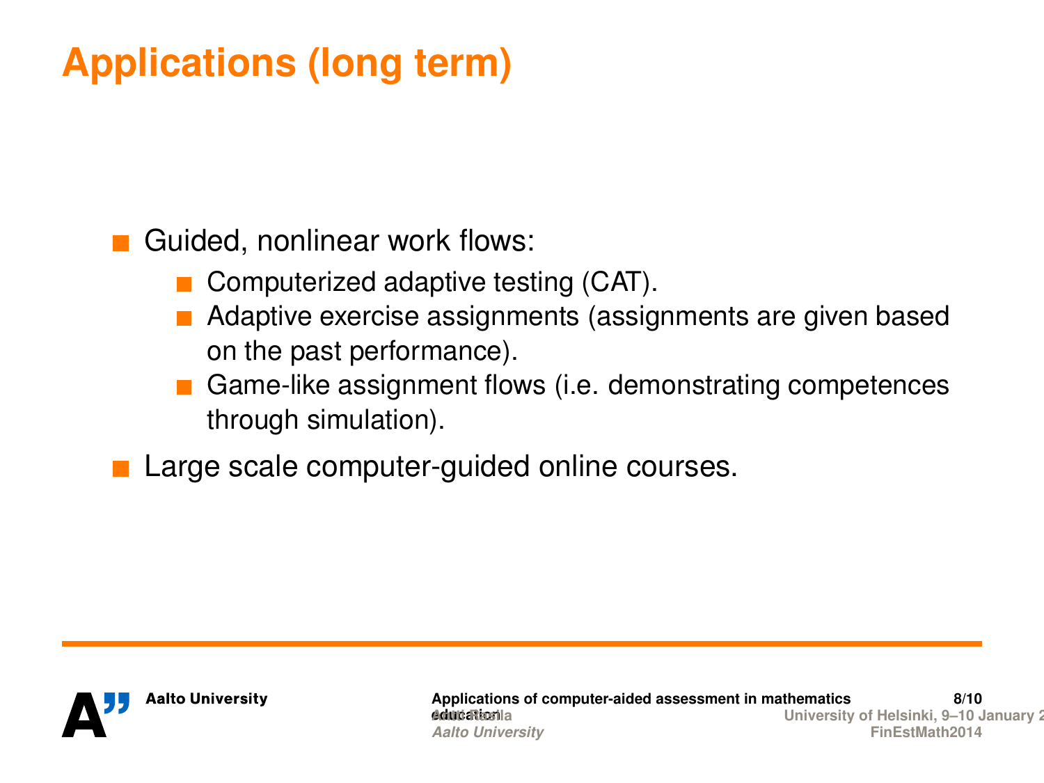# Applications (long term)

- Guided, nonlinear work flows:
  - Computerized adaptive testing (CAT).
  - Adaptive exercise assignments (assignments are given based on the past performance).
  - Game-like assignment flows (i.e. demonstrating competences through simulation).
- Large scale computer-guided online courses.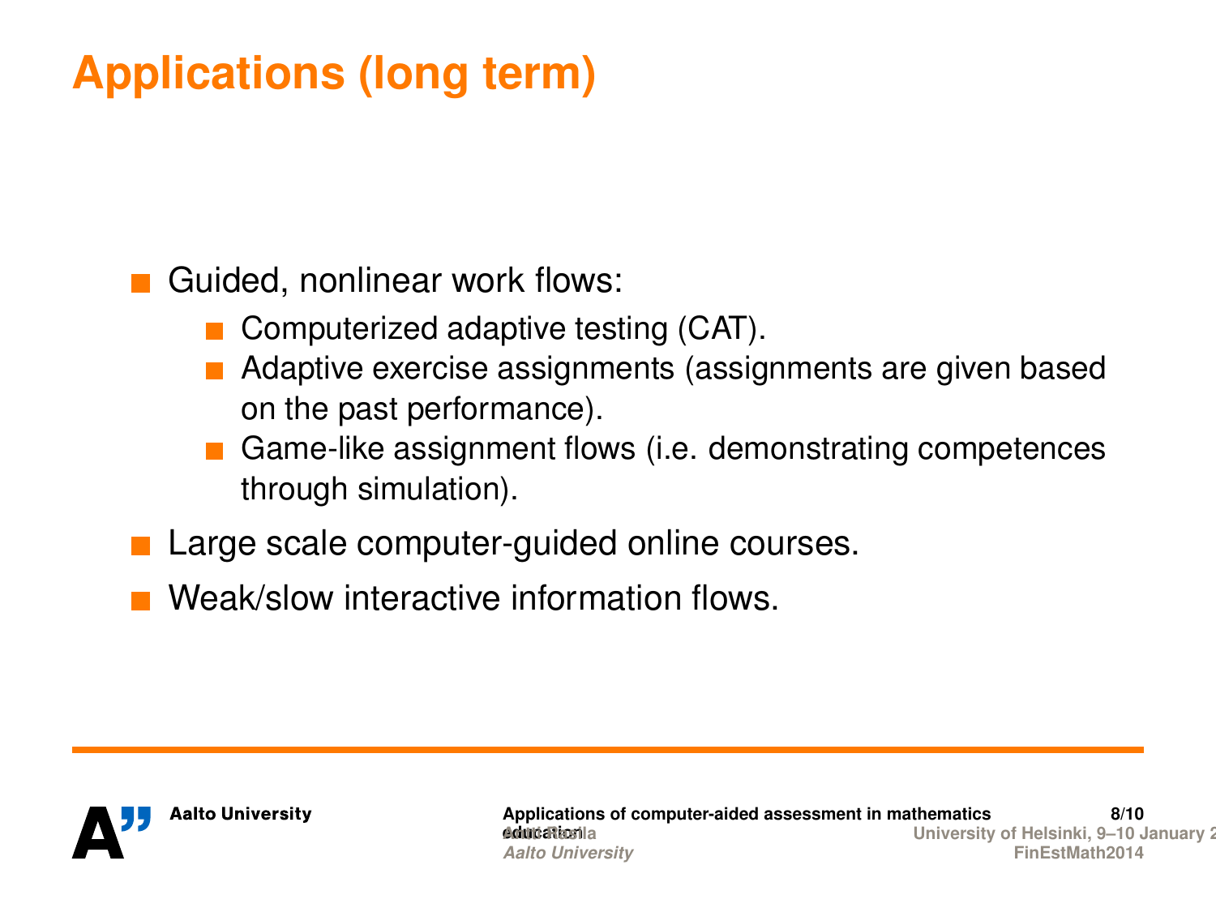# Applications (long term)

- Guided, nonlinear work flows:
  - Computerized adaptive testing (CAT).
  - Adaptive exercise assignments (assignments are given based on the past performance).
  - Game-like assignment flows (i.e. demonstrating competences through simulation).
- Large scale computer-guided online courses.
- Weak/slow interactive information flows.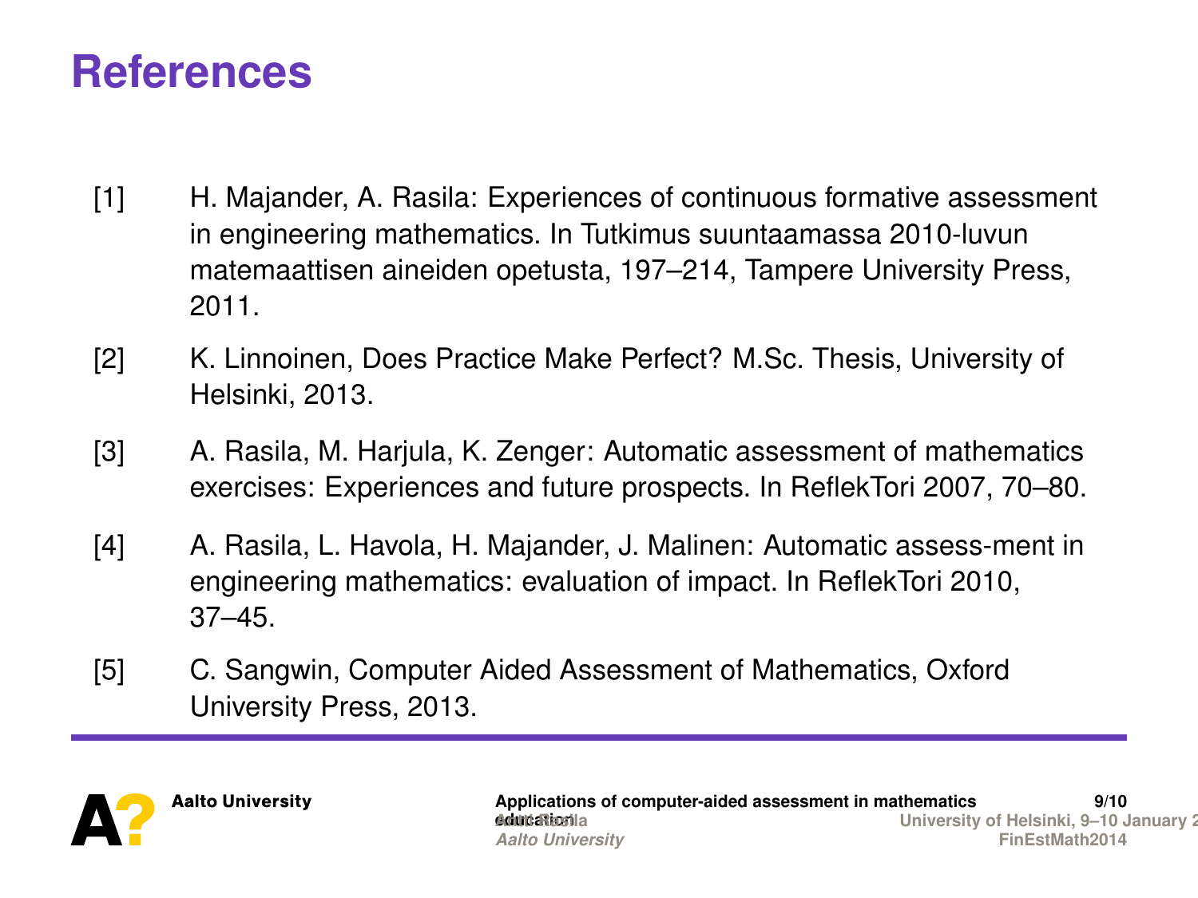# References

[1] H. Majander, A. Rasila: Experiences of continuous formative assessment in engineering mathematics. In Tutkimus suuntaamassa 2010-luvun matemaattisen aineiden opetusta, 197–214, Tampere University Press, 2011.

[2] K. Linnoinen, Does Practice Make Perfect? M.Sc. Thesis, University of Helsinki, 2013.

[3] A. Rasila, M. Harjula, K. Zenger: Automatic assessment of mathematics exercises: Experiences and future prospects. In ReflekTori 2007, 70–80.

[4] A. Rasila, L. Havola, H. Majander, J. Malinen: Automatic assess-ment in engineering mathematics: evaluation of impact. In ReflekTori 2010, 37–45.

[5] C. Sangwin, Computer Aided Assessment of Mathematics, Oxford University Press, 2013.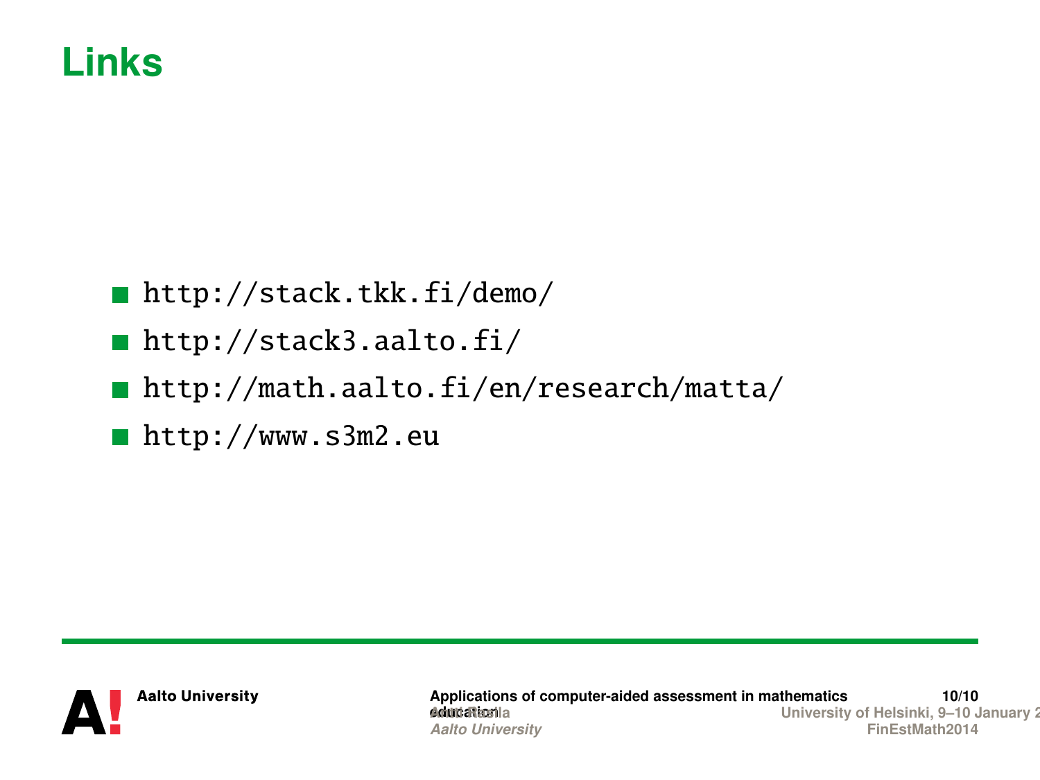# Links

- http://stack.tkk.fi/demo/
- http://stack3.aalto.fi/
- http://math.aalto.fi/en/research/matta/
- http://www.s3m2.eu